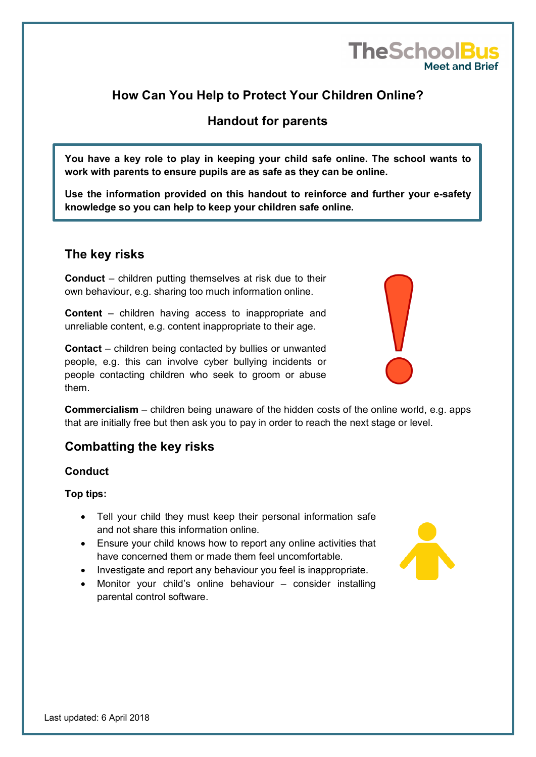# How Can You Help to Protect Your Children Online?

## Handout for parents

**You have a key role to play in keeping your child safe online. The school wants to work with parents to ensure pupils are as safe as they can be online.**

**Use the information provided on this handout to reinforce and further your e-safety knowledge so you can help to keep your children safe online.**

## The key risks

**Conduct** – children putting themselves at risk due to their own behaviour, e.g. sharing too much information online.

**Content** – children having access to inappropriate and unreliable content, e.g. content inappropriate to their age.

**Contact** – children being contacted by bullies or unwanted people, e.g. this can involve cyber bullying incidents or people contacting children who seek to groom or abuse them.

**Commercialism** – children being unaware of the hidden costs of the online world, e.g. apps that are initially free but then ask you to pay in order to reach the next stage or level.

## Combatting the key risks

### Conduct

**Top tips:**

- Tell your child they must keep their personal information safe and not share this information online.
- Ensure your child knows how to report any online activities that have concerned them or made them feel uncomfortable.
- Investigate and report any behaviour you feel is inappropriate.
- Monitor your child's online behaviour – consider installing parental control software.

Last updated: 6 April 2018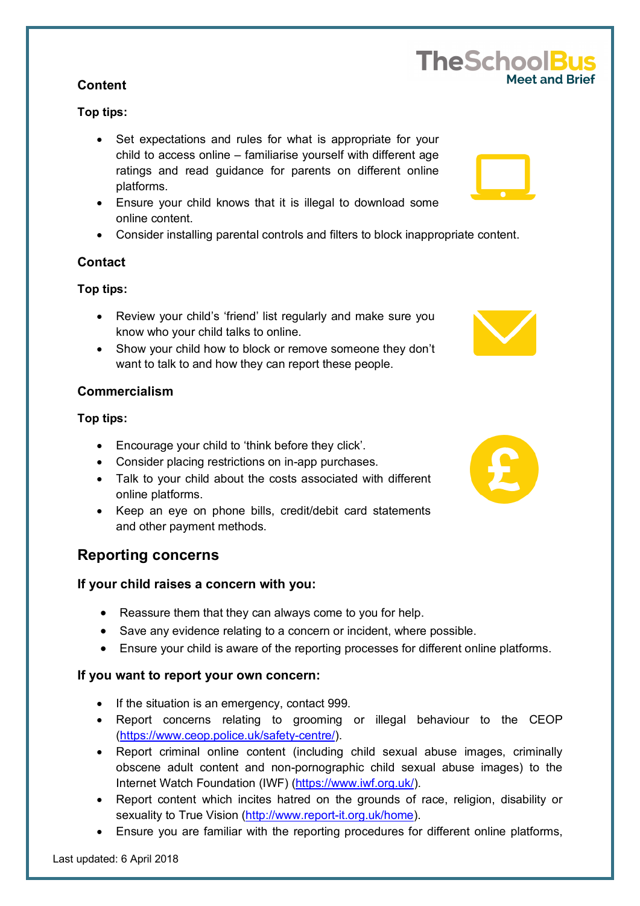### Content

**Top tips:**

- Set expectations and rules for what is appropriate for your child to access online – familiarise yourself with different age ratings and read guidance for parents on different online platforms.
- Ensure your child knows that it is illegal to download some online content.
- Consider installing parental controls and filters to block inappropriate content.

### Contact

**Top tips:**

- Review your child's 'friend' list regularly and make sure you know who your child talks to online.
- Show your child how to block or remove someone they don't want to talk to and how they can report these people.

### Commercialism

**Top tips:**

- Encourage your child to 'think before they click'.
- Consider placing restrictions on in-app purchases.
- Talk to your child about the costs associated with different online platforms.
- Keep an eye on phone bills, credit/debit card statements and other payment methods.

## Reporting concerns

### If your child raises a concern with you:

- Reassure them that they can always come to you for help.
- Save any evidence relating to a concern or incident, where possible.
- Ensure your child is aware of the reporting processes for different online platforms.

### If you want to report your own concern:

- If the situation is an emergency, contact 999.
- Report concerns relating to grooming or illegal behaviour to the CEOP (https://www.ceop.police.uk/safety-centre/).
- Report criminal online content (including child sexual abuse images, criminally obscene adult content and non-pornographic child sexual abuse images) to the Internet Watch Foundation (IWF) (https://www.iwf.org.uk/).
- Report content which incites hatred on the grounds of race, religion, disability or sexuality to True Vision (http://www.report-it.org.uk/home).
- Ensure you are familiar with the reporting procedures for different online platforms,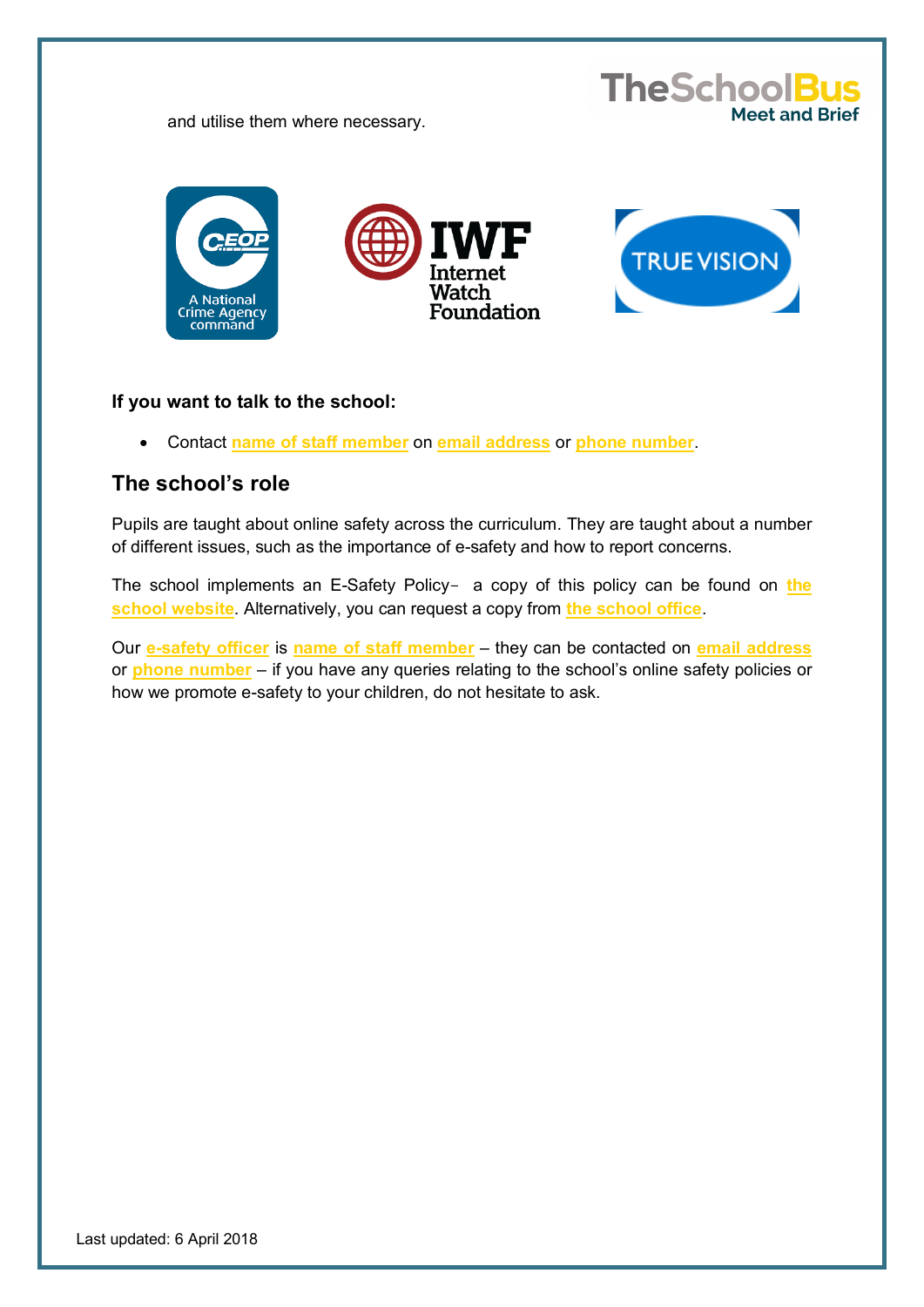and utilise them where necessary.

**If you want to talk to the school:**

- Contact **name of staff member** on **email address** or **phone number**.

## The school's role

Pupils are taught about online safety across the curriculum. They are taught about a number of different issues, such as the importance of e-safety and how to report concerns.

The school implements an E-Safety Policy– a copy of this policy can be found on **the school website**. Alternatively, you can request a copy from **the school office**.

Our **e-safety officer** is **name of staff member** – they can be contacted on **email address** or **phone number** – if you have any queries relating to the school's online safety policies or how we promote e-safety to your children, do not hesitate to ask.

Last updated: 6 April 2018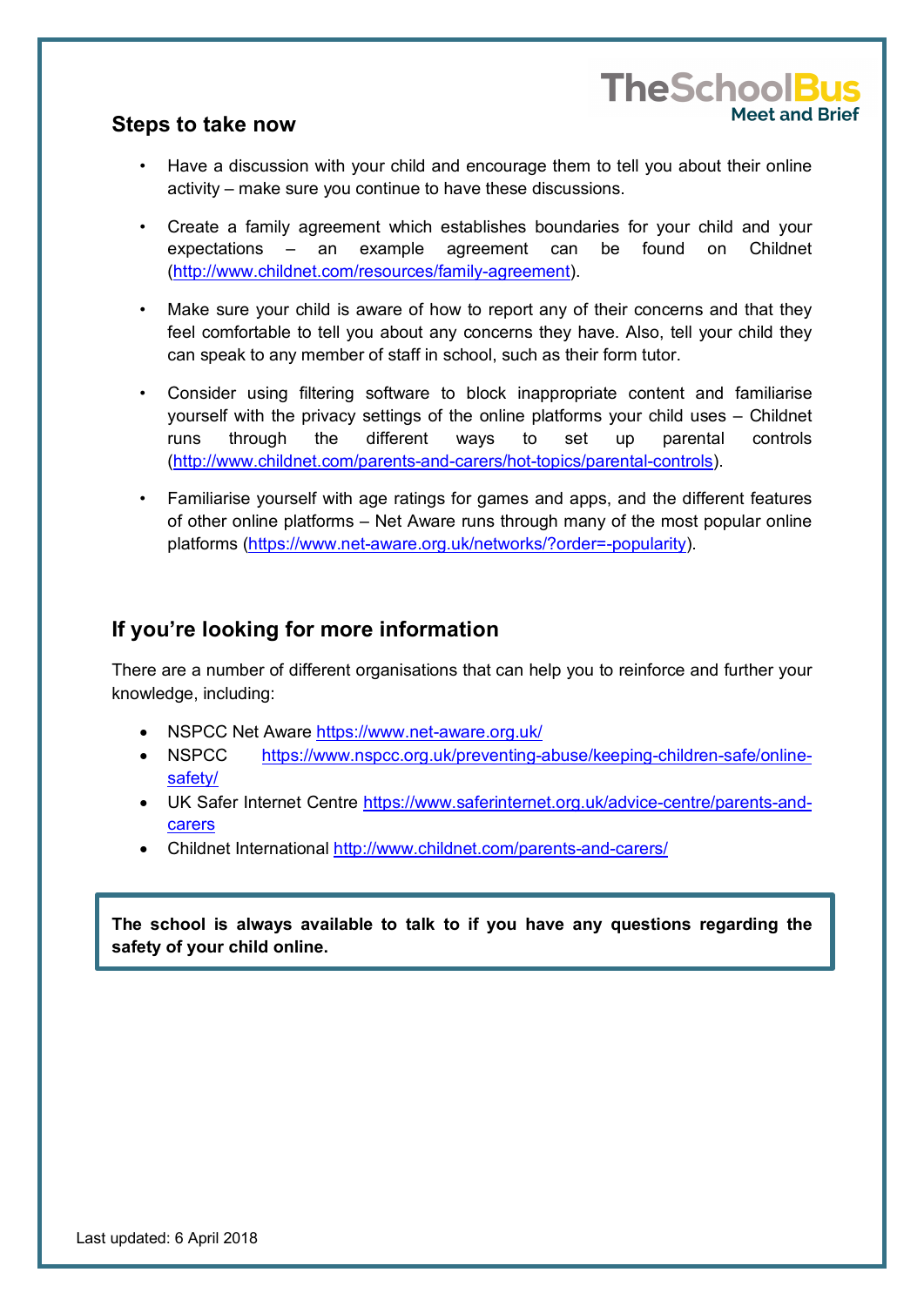## Steps to take now

- Have a discussion with your child and encourage them to tell you about their online activity – make sure you continue to have these discussions.
- Create a family agreement which establishes boundaries for your child and your expectations – an example agreement can be found on Childnet (http://www.childnet.com/resources/family-agreement).
- Make sure your child is aware of how to report any of their concerns and that they feel comfortable to tell you about any concerns they have. Also, tell your child they can speak to any member of staff in school, such as their form tutor.
- Consider using filtering software to block inappropriate content and familiarise yourself with the privacy settings of the online platforms your child uses – Childnet runs through the different ways to set up parental controls (http://www.childnet.com/parents-and-carers/hot-topics/parental-controls).
- Familiarise yourself with age ratings for games and apps, and the different features of other online platforms – Net Aware runs through many of the most popular online platforms (https://www.net-aware.org.uk/networks/?order=-popularity).

## If you're looking for more information

There are a number of different organisations that can help you to reinforce and further your knowledge, including:

- NSPCC Net Aware https://www.net-aware.org.uk/
- NSPCC https://www.nspcc.org.uk/preventing-abuse/keeping-children-safe/online-safety/
- UK Safer Internet Centre https://www.saferinternet.org.uk/advice-centre/parents-and-carers
- Childnet International http://www.childnet.com/parents-and-carers/

**The school is always available to talk to if you have any questions regarding the safety of your child online.**

Last updated: 6 April 2018